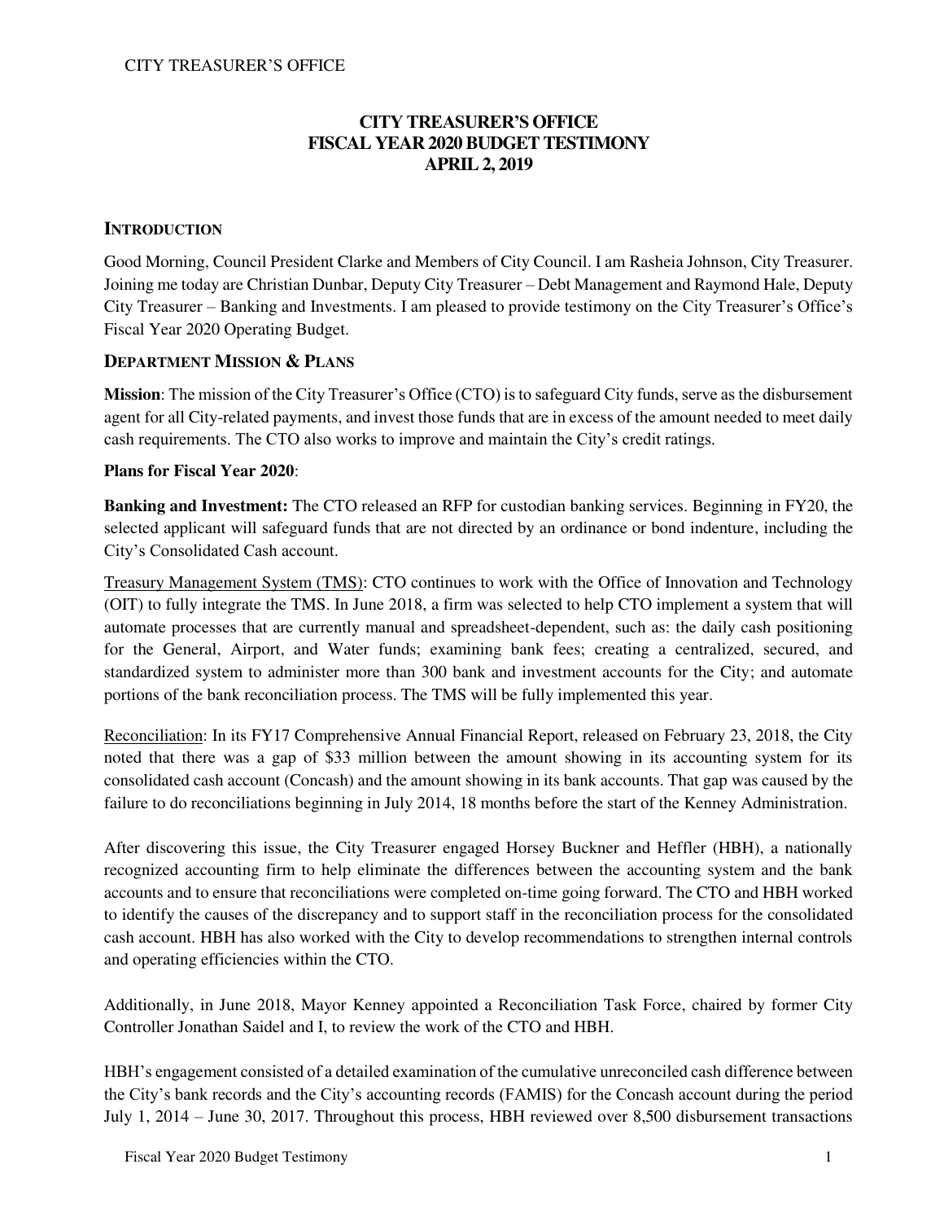# CITY TREASURER'S OFFICE
# FISCAL YEAR 2020 BUDGET TESTIMONY
# APRIL 2, 2019

## INTRODUCTION

Good Morning, Council President Clarke and Members of City Council. I am Rasheia Johnson, City Treasurer. Joining me today are Christian Dunbar, Deputy City Treasurer – Debt Management and Raymond Hale, Deputy City Treasurer – Banking and Investments. I am pleased to provide testimony on the City Treasurer's Office's Fiscal Year 2020 Operating Budget.

## DEPARTMENT MISSION & PLANS

**Mission**: The mission of the City Treasurer's Office (CTO) is to safeguard City funds, serve as the disbursement agent for all City-related payments, and invest those funds that are in excess of the amount needed to meet daily cash requirements. The CTO also works to improve and maintain the City's credit ratings.

**Plans for Fiscal Year 2020**:

**Banking and Investment:** The CTO released an RFP for custodian banking services. Beginning in FY20, the selected applicant will safeguard funds that are not directed by an ordinance or bond indenture, including the City's Consolidated Cash account.

Treasury Management System (TMS): CTO continues to work with the Office of Innovation and Technology (OIT) to fully integrate the TMS. In June 2018, a firm was selected to help CTO implement a system that will automate processes that are currently manual and spreadsheet-dependent, such as: the daily cash positioning for the General, Airport, and Water funds; examining bank fees; creating a centralized, secured, and standardized system to administer more than 300 bank and investment accounts for the City; and automate portions of the bank reconciliation process. The TMS will be fully implemented this year.

Reconciliation: In its FY17 Comprehensive Annual Financial Report, released on February 23, 2018, the City noted that there was a gap of $33 million between the amount showing in its accounting system for its consolidated cash account (Concash) and the amount showing in its bank accounts. That gap was caused by the failure to do reconciliations beginning in July 2014, 18 months before the start of the Kenney Administration.

After discovering this issue, the City Treasurer engaged Horsey Buckner and Heffler (HBH), a nationally recognized accounting firm to help eliminate the differences between the accounting system and the bank accounts and to ensure that reconciliations were completed on-time going forward. The CTO and HBH worked to identify the causes of the discrepancy and to support staff in the reconciliation process for the consolidated cash account. HBH has also worked with the City to develop recommendations to strengthen internal controls and operating efficiencies within the CTO.

Additionally, in June 2018, Mayor Kenney appointed a Reconciliation Task Force, chaired by former City Controller Jonathan Saidel and I, to review the work of the CTO and HBH.

HBH's engagement consisted of a detailed examination of the cumulative unreconciled cash difference between the City's bank records and the City's accounting records (FAMIS) for the Concash account during the period July 1, 2014 – June 30, 2017. Throughout this process, HBH reviewed over 8,500 disbursement transactions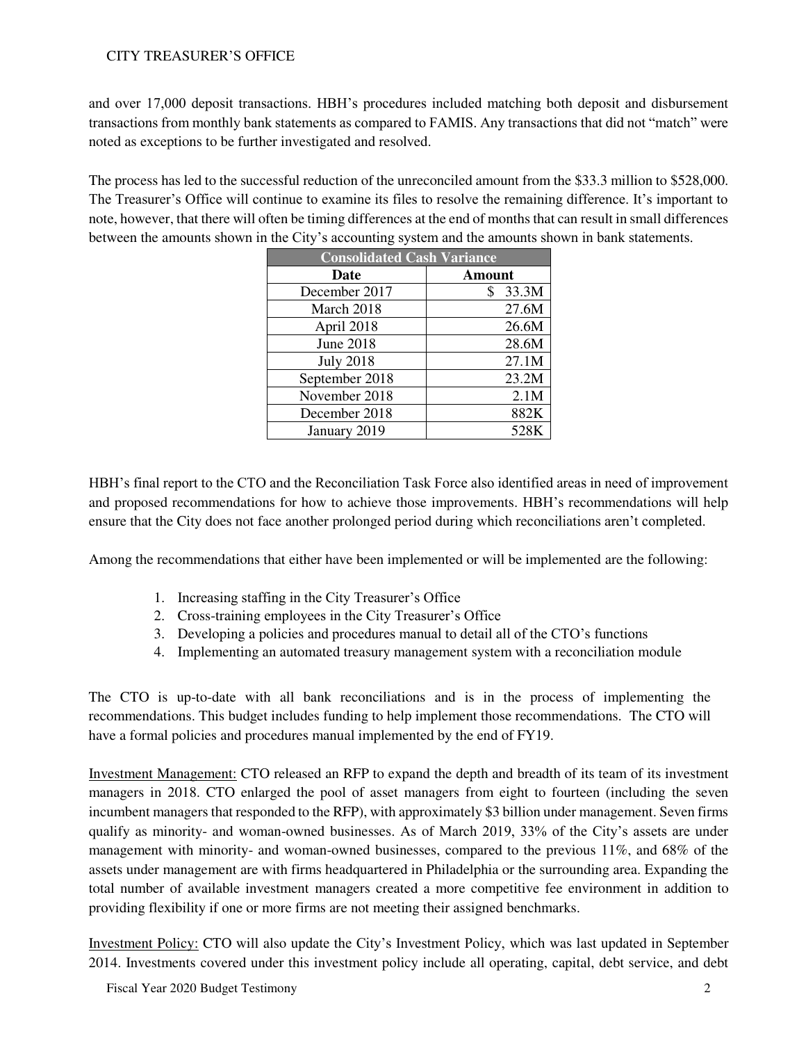and over 17,000 deposit transactions. HBH's procedures included matching both deposit and disbursement transactions from monthly bank statements as compared to FAMIS. Any transactions that did not "match" were noted as exceptions to be further investigated and resolved.

The process has led to the successful reduction of the unreconciled amount from the $33.3 million to $528,000. The Treasurer's Office will continue to examine its files to resolve the remaining difference. It's important to note, however, that there will often be timing differences at the end of months that can result in small differences between the amounts shown in the City's accounting system and the amounts shown in bank statements.

| Consolidated Cash Variance | |
|---|---|
| **Date** | **Amount** |
| December 2017 | $ 33.3M |
| March 2018 | 27.6M |
| April 2018 | 26.6M |
| June 2018 | 28.6M |
| July 2018 | 27.1M |
| September 2018 | 23.2M |
| November 2018 | 2.1M |
| December 2018 | 882K |
| January 2019 | 528K |

HBH's final report to the CTO and the Reconciliation Task Force also identified areas in need of improvement and proposed recommendations for how to achieve those improvements. HBH's recommendations will help ensure that the City does not face another prolonged period during which reconciliations aren't completed.

Among the recommendations that either have been implemented or will be implemented are the following:

1. Increasing staffing in the City Treasurer's Office
2. Cross-training employees in the City Treasurer's Office
3. Developing a policies and procedures manual to detail all of the CTO's functions
4. Implementing an automated treasury management system with a reconciliation module

The CTO is up-to-date with all bank reconciliations and is in the process of implementing the recommendations. This budget includes funding to help implement those recommendations. The CTO will have a formal policies and procedures manual implemented by the end of FY19.

Investment Management: CTO released an RFP to expand the depth and breadth of its team of its investment managers in 2018. CTO enlarged the pool of asset managers from eight to fourteen (including the seven incumbent managers that responded to the RFP), with approximately $3 billion under management. Seven firms qualify as minority- and woman-owned businesses. As of March 2019, 33% of the City's assets are under management with minority- and woman-owned businesses, compared to the previous 11%, and 68% of the assets under management are with firms headquartered in Philadelphia or the surrounding area. Expanding the total number of available investment managers created a more competitive fee environment in addition to providing flexibility if one or more firms are not meeting their assigned benchmarks.

Investment Policy: CTO will also update the City's Investment Policy, which was last updated in September 2014. Investments covered under this investment policy include all operating, capital, debt service, and debt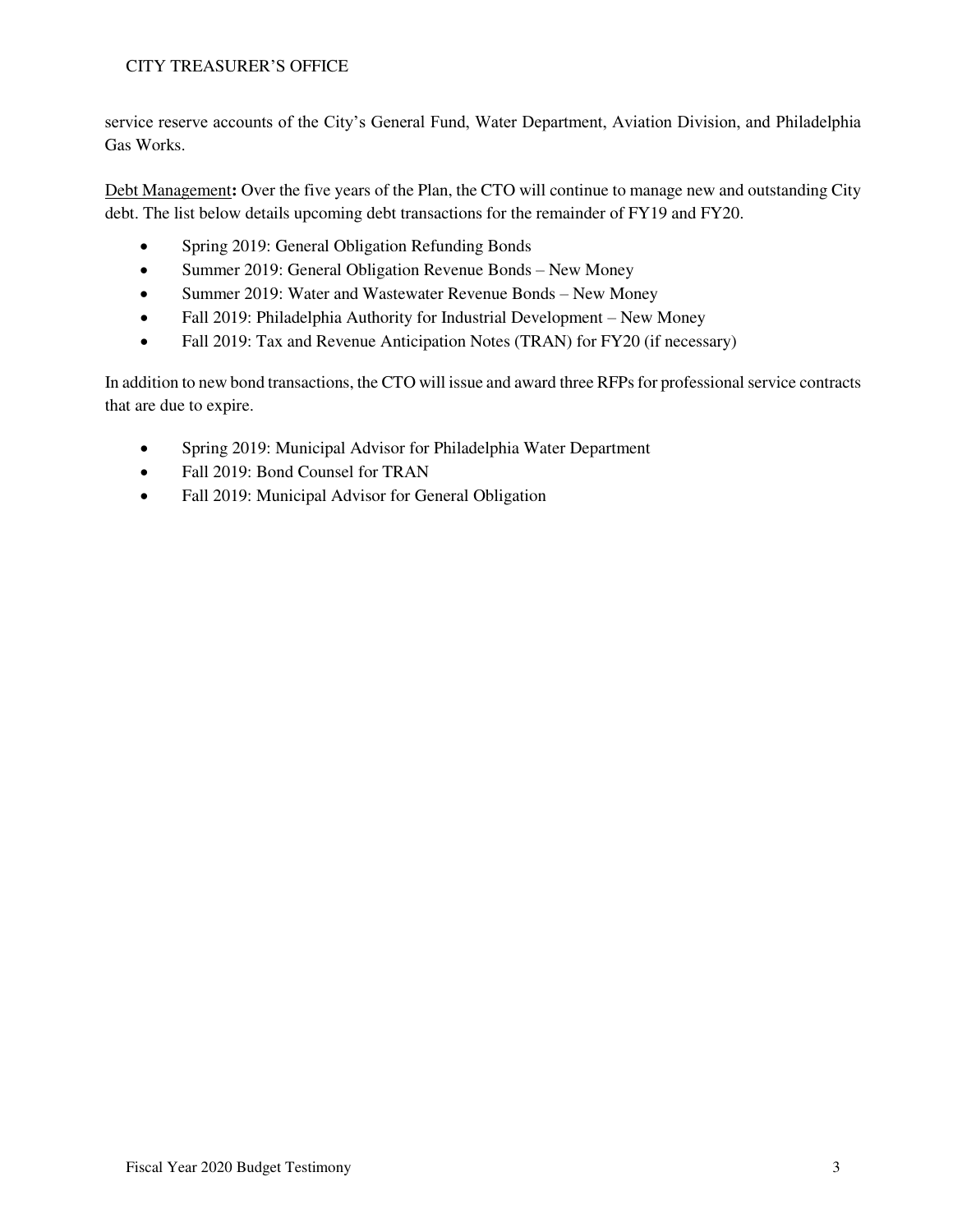service reserve accounts of the City's General Fund, Water Department, Aviation Division, and Philadelphia Gas Works.

<u>Debt Management</u>**:** Over the five years of the Plan, the CTO will continue to manage new and outstanding City debt. The list below details upcoming debt transactions for the remainder of FY19 and FY20.

- Spring 2019: General Obligation Refunding Bonds
- Summer 2019: General Obligation Revenue Bonds – New Money
- Summer 2019: Water and Wastewater Revenue Bonds – New Money
- Fall 2019: Philadelphia Authority for Industrial Development – New Money
- Fall 2019: Tax and Revenue Anticipation Notes (TRAN) for FY20 (if necessary)

In addition to new bond transactions, the CTO will issue and award three RFPs for professional service contracts that are due to expire.

- Spring 2019: Municipal Advisor for Philadelphia Water Department
- Fall 2019: Bond Counsel for TRAN
- Fall 2019: Municipal Advisor for General Obligation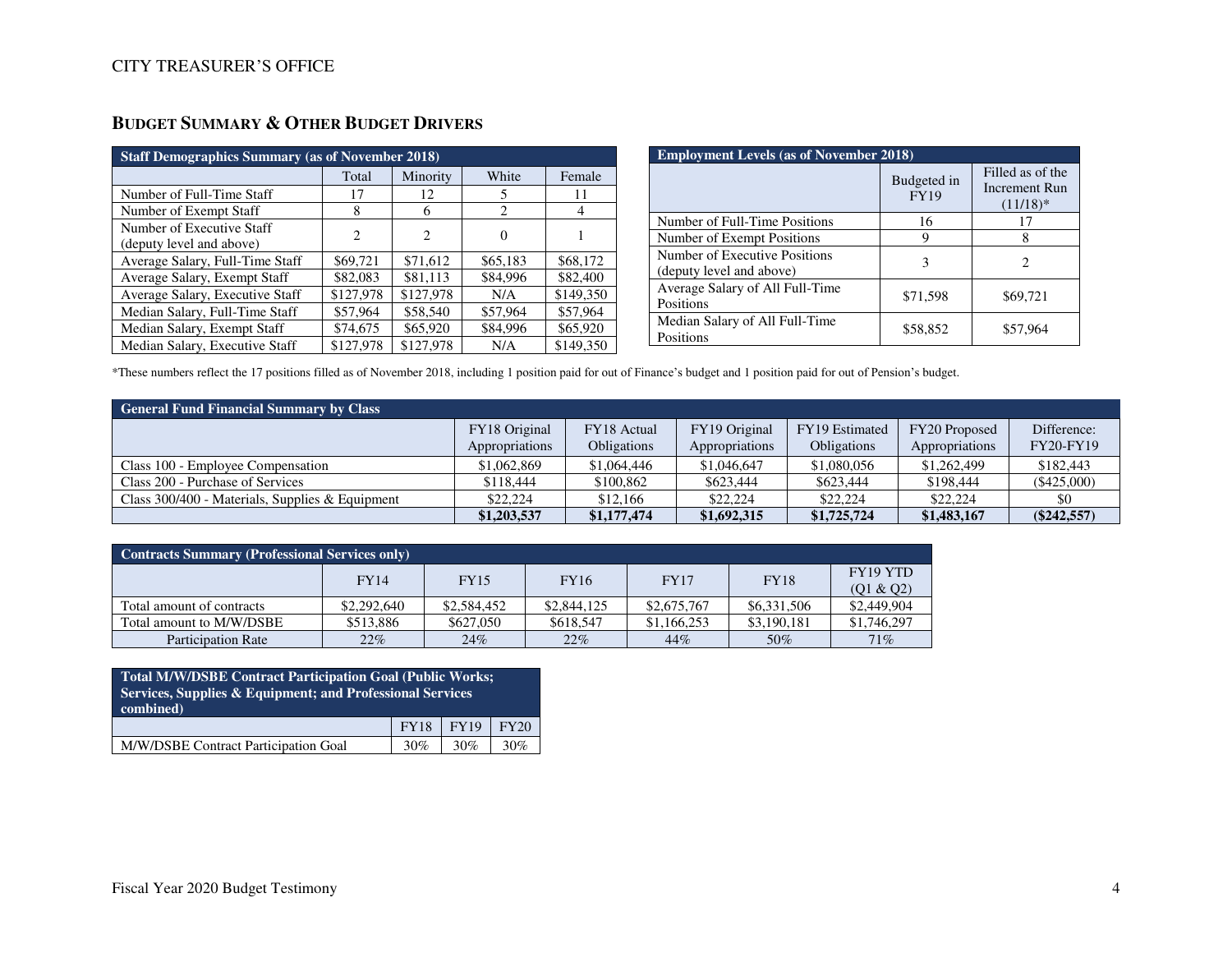## BUDGET SUMMARY & OTHER BUDGET DRIVERS

| Staff Demographics Summary (as of November 2018) | | | | |
|---|---|---|---|---|
| | Total | Minority | White | Female |
| Number of Full-Time Staff | 17 | 12 | 5 | 11 |
| Number of Exempt Staff | 8 | 6 | 2 | 4 |
| Number of Executive Staff (deputy level and above) | 2 | 2 | 0 | 1 |
| Average Salary, Full-Time Staff | $69,721 | $71,612 | $65,183 | $68,172 |
| Average Salary, Exempt Staff | $82,083 | $81,113 | $84,996 | $82,400 |
| Average Salary, Executive Staff | $127,978 | $127,978 | N/A | $149,350 |
| Median Salary, Full-Time Staff | $57,964 | $58,540 | $57,964 | $57,964 |
| Median Salary, Exempt Staff | $74,675 | $65,920 | $84,996 | $65,920 |
| Median Salary, Executive Staff | $127,978 | $127,978 | N/A | $149,350 |

| Employment Levels (as of November 2018) | | |
|---|---|---|
| | Budgeted in FY19 | Filled as of the Increment Run (11/18)* |
| Number of Full-Time Positions | 16 | 17 |
| Number of Exempt Positions | 9 | 8 |
| Number of Executive Positions (deputy level and above) | 3 | 2 |
| Average Salary of All Full-Time Positions | $71,598 | $69,721 |
| Median Salary of All Full-Time Positions | $58,852 | $57,964 |

*These numbers reflect the 17 positions filled as of November 2018, including 1 position paid for out of Finance's budget and 1 position paid for out of Pension's budget.

| General Fund Financial Summary by Class | | | | | | |
|---|---|---|---|---|---|---|
| | FY18 Original Appropriations | FY18 Actual Obligations | FY19 Original Appropriations | FY19 Estimated Obligations | FY20 Proposed Appropriations | Difference: FY20-FY19 |
| Class 100 - Employee Compensation | $1,062,869 | $1,064,446 | $1,046,647 | $1,080,056 | $1,262,499 | $182,443 |
| Class 200 - Purchase of Services | $118,444 | $100,862 | $623,444 | $623,444 | $198,444 | ($425,000) |
| Class 300/400 - Materials, Supplies & Equipment | $22,224 | $12,166 | $22,224 | $22,224 | $22,224 | $0 |
| | **$1,203,537** | **$1,177,474** | **$1,692,315** | **$1,725,724** | **$1,483,167** | **($242,557)** |

| Contracts Summary (Professional Services only) | | | | | | |
|---|---|---|---|---|---|---|
| | FY14 | FY15 | FY16 | FY17 | FY18 | FY19 YTD (Q1 & Q2) |
| Total amount of contracts | $2,292,640 | $2,584,452 | $2,844,125 | $2,675,767 | $6,331,506 | $2,449,904 |
| Total amount to M/W/DSBE | $513,886 | $627,050 | $618,547 | $1,166,253 | $3,190,181 | $1,746,297 |
| Participation Rate | 22% | 24% | 22% | 44% | 50% | 71% |

| Total M/W/DSBE Contract Participation Goal (Public Works; Services, Supplies & Equipment; and Professional Services combined) | | | |
|---|---|---|---|
| | FY18 | FY19 | FY20 |
| M/W/DSBE Contract Participation Goal | 30% | 30% | 30% |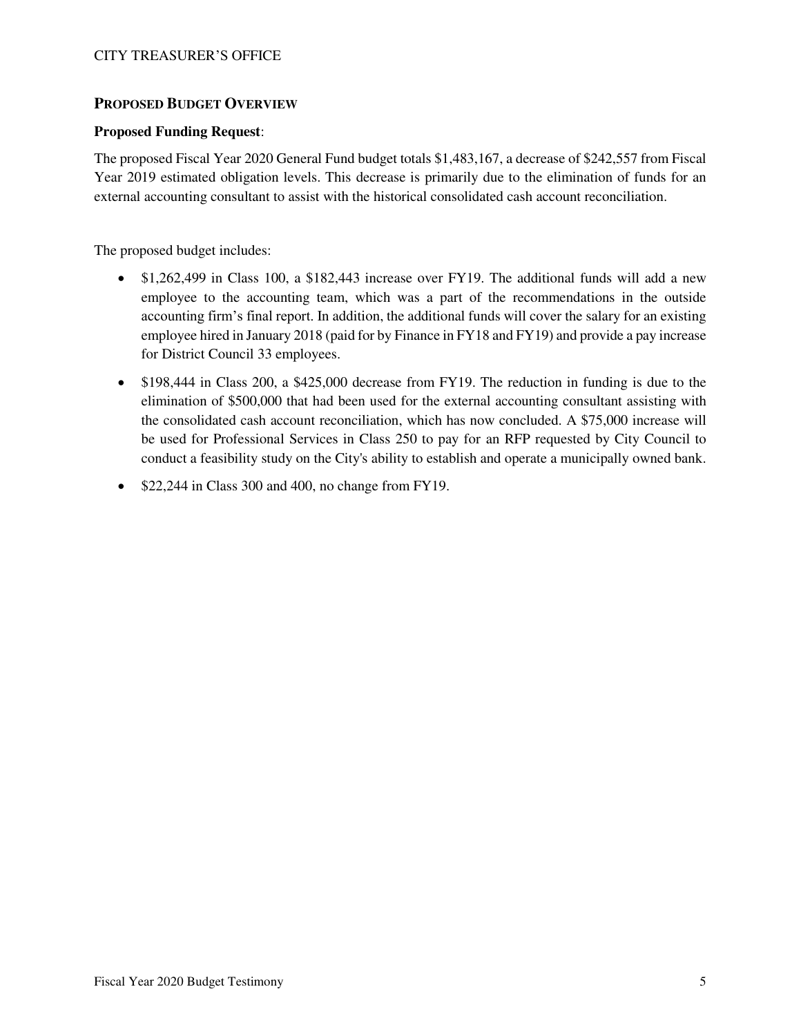## PROPOSED BUDGET OVERVIEW

**Proposed Funding Request**:

The proposed Fiscal Year 2020 General Fund budget totals $1,483,167, a decrease of $242,557 from Fiscal Year 2019 estimated obligation levels. This decrease is primarily due to the elimination of funds for an external accounting consultant to assist with the historical consolidated cash account reconciliation.

The proposed budget includes:

- $1,262,499 in Class 100, a $182,443 increase over FY19. The additional funds will add a new employee to the accounting team, which was a part of the recommendations in the outside accounting firm's final report. In addition, the additional funds will cover the salary for an existing employee hired in January 2018 (paid for by Finance in FY18 and FY19) and provide a pay increase for District Council 33 employees.
- $198,444 in Class 200, a $425,000 decrease from FY19. The reduction in funding is due to the elimination of $500,000 that had been used for the external accounting consultant assisting with the consolidated cash account reconciliation, which has now concluded. A $75,000 increase will be used for Professional Services in Class 250 to pay for an RFP requested by City Council to conduct a feasibility study on the City's ability to establish and operate a municipally owned bank.
- $22,244 in Class 300 and 400, no change from FY19.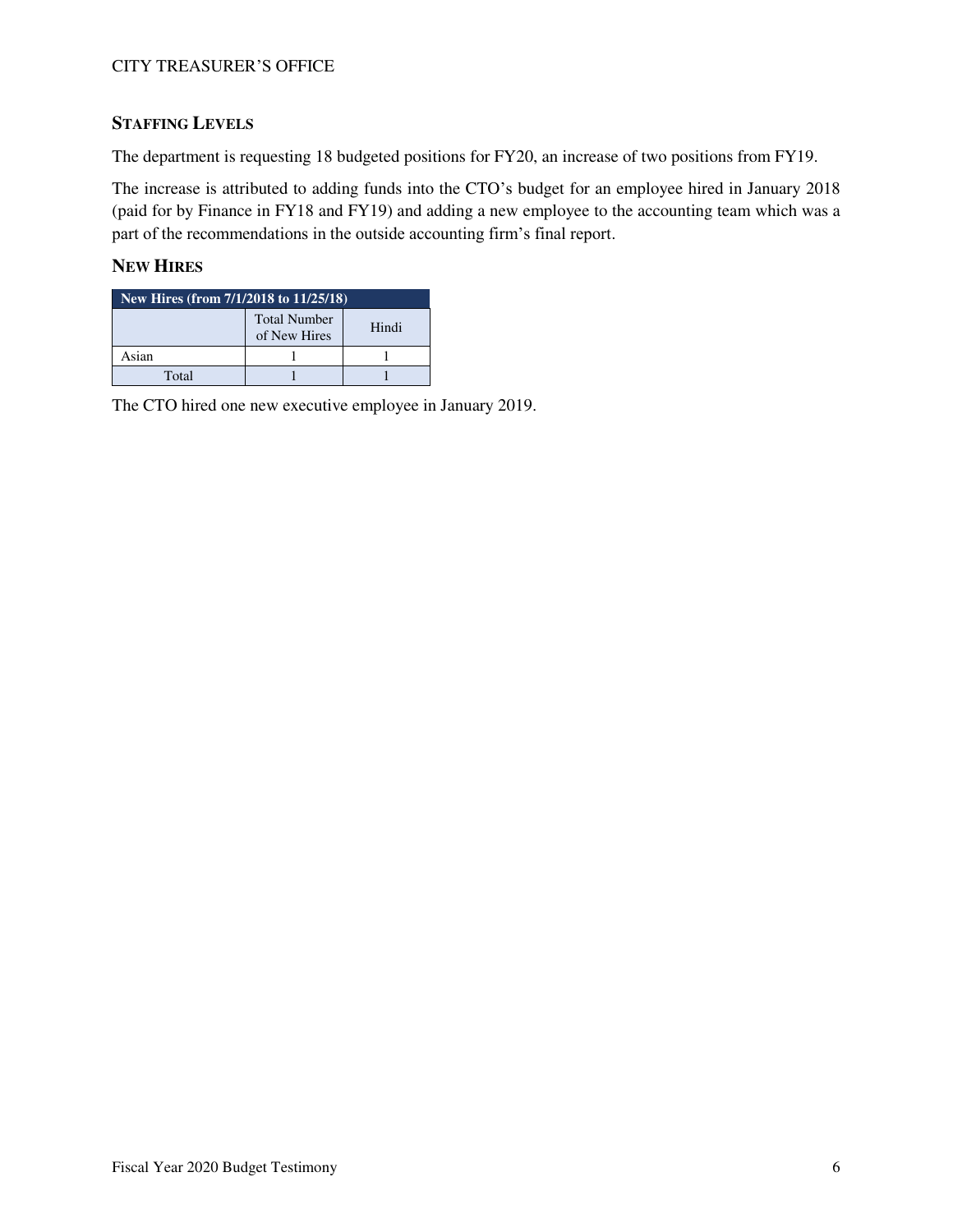## Staffing Levels

The department is requesting 18 budgeted positions for FY20, an increase of two positions from FY19.

The increase is attributed to adding funds into the CTO's budget for an employee hired in January 2018 (paid for by Finance in FY18 and FY19) and adding a new employee to the accounting team which was a part of the recommendations in the outside accounting firm's final report.

## New Hires

| New Hires (from 7/1/2018 to 11/25/18) | | |
|---|---|---|
| | Total Number of New Hires | Hindi |
| Asian | 1 | 1 |
| Total | 1 | 1 |

The CTO hired one new executive employee in January 2019.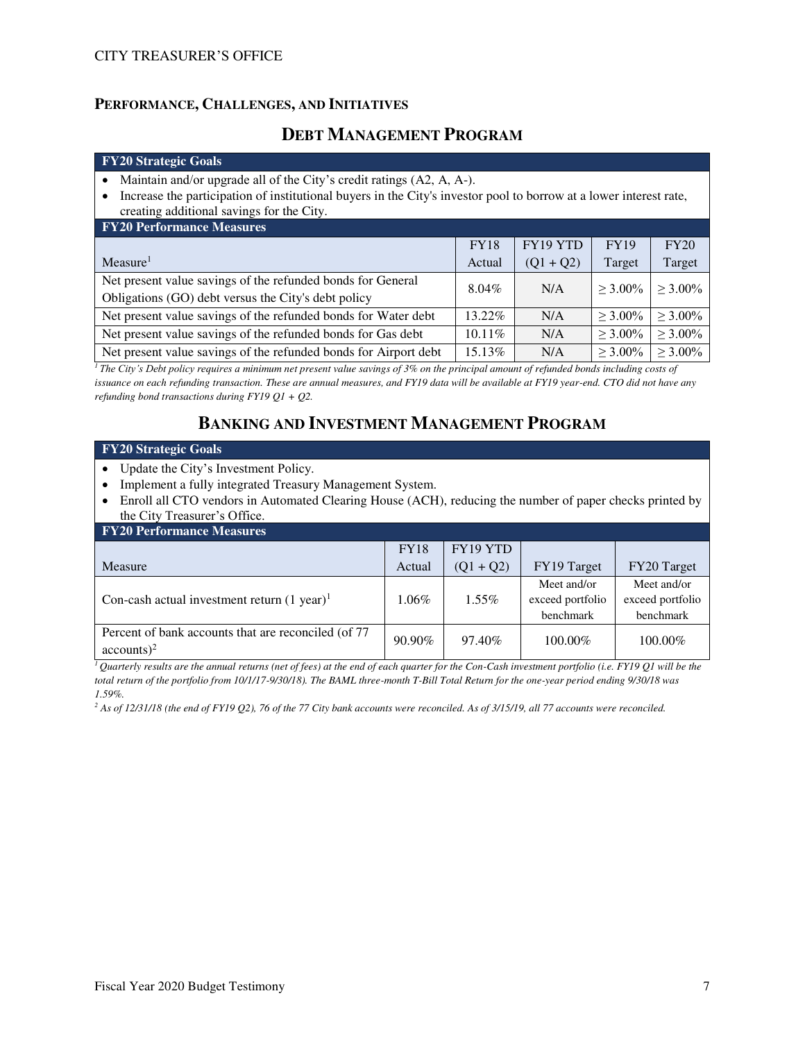## PERFORMANCE, CHALLENGES, AND INITIATIVES

### DEBT MANAGEMENT PROGRAM

**FY20 Strategic Goals**

- Maintain and/or upgrade all of the City's credit ratings (A2, A, A-).
- Increase the participation of institutional buyers in the City's investor pool to borrow at a lower interest rate, creating additional savings for the City.

**FY20 Performance Measures**

| Measure[1] | FY18 Actual | FY19 YTD (Q1 + Q2) | FY19 Target | FY20 Target |
|---|---|---|---|---|
| Net present value savings of the refunded bonds for General Obligations (GO) debt versus the City's debt policy | 8.04% | N/A | ≥ 3.00% | ≥ 3.00% |
| Net present value savings of the refunded bonds for Water debt | 13.22% | N/A | ≥ 3.00% | ≥ 3.00% |
| Net present value savings of the refunded bonds for Gas debt | 10.11% | N/A | ≥ 3.00% | ≥ 3.00% |
| Net present value savings of the refunded bonds for Airport debt | 15.13% | N/A | ≥ 3.00% | ≥ 3.00% |

*[1] The City's Debt policy requires a minimum net present value savings of 3% on the principal amount of refunded bonds including costs of issuance on each refunding transaction. These are annual measures, and FY19 data will be available at FY19 year-end. CTO did not have any refunding bond transactions during FY19 Q1 + Q2.*

### BANKING AND INVESTMENT MANAGEMENT PROGRAM

**FY20 Strategic Goals**

- Update the City's Investment Policy.
- Implement a fully integrated Treasury Management System.
- Enroll all CTO vendors in Automated Clearing House (ACH), reducing the number of paper checks printed by the City Treasurer's Office.

**FY20 Performance Measures**

| Measure | FY18 Actual | FY19 YTD (Q1 + Q2) | FY19 Target | FY20 Target |
|---|---|---|---|---|
| Con-cash actual investment return (1 year)[1] | 1.06% | 1.55% | Meet and/or exceed portfolio benchmark | Meet and/or exceed portfolio benchmark |
| Percent of bank accounts that are reconciled (of 77 accounts)[2] | 90.90% | 97.40% | 100.00% | 100.00% |

*[1] Quarterly results are the annual returns (net of fees) at the end of each quarter for the Con-Cash investment portfolio (i.e. FY19 Q1 will be the total return of the portfolio from 10/1/17-9/30/18). The BAML three-month T-Bill Total Return for the one-year period ending 9/30/18 was 1.59%.*

*[2] As of 12/31/18 (the end of FY19 Q2), 76 of the 77 City bank accounts were reconciled. As of 3/15/19, all 77 accounts were reconciled.*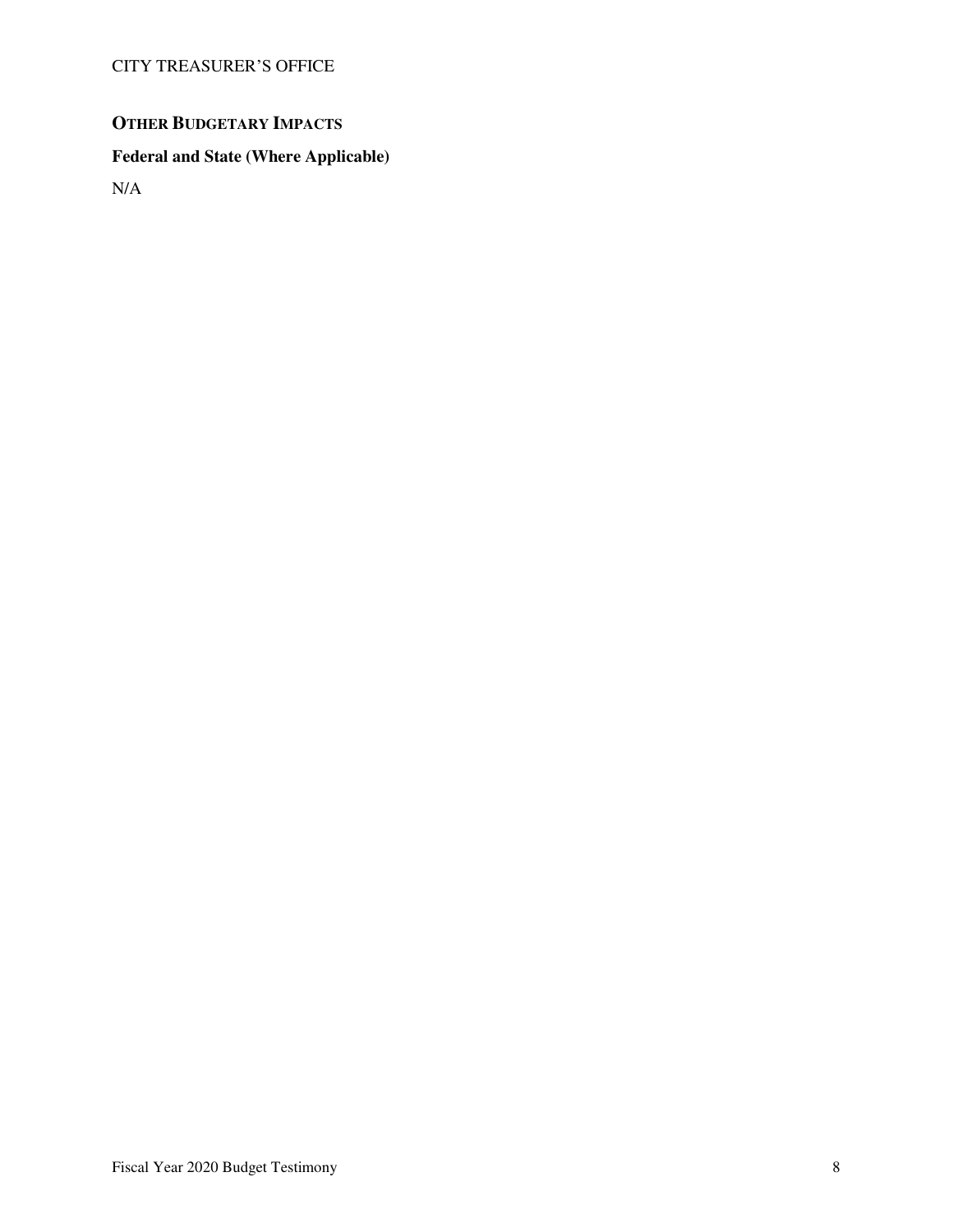## OTHER BUDGETARY IMPACTS

### Federal and State (Where Applicable)

N/A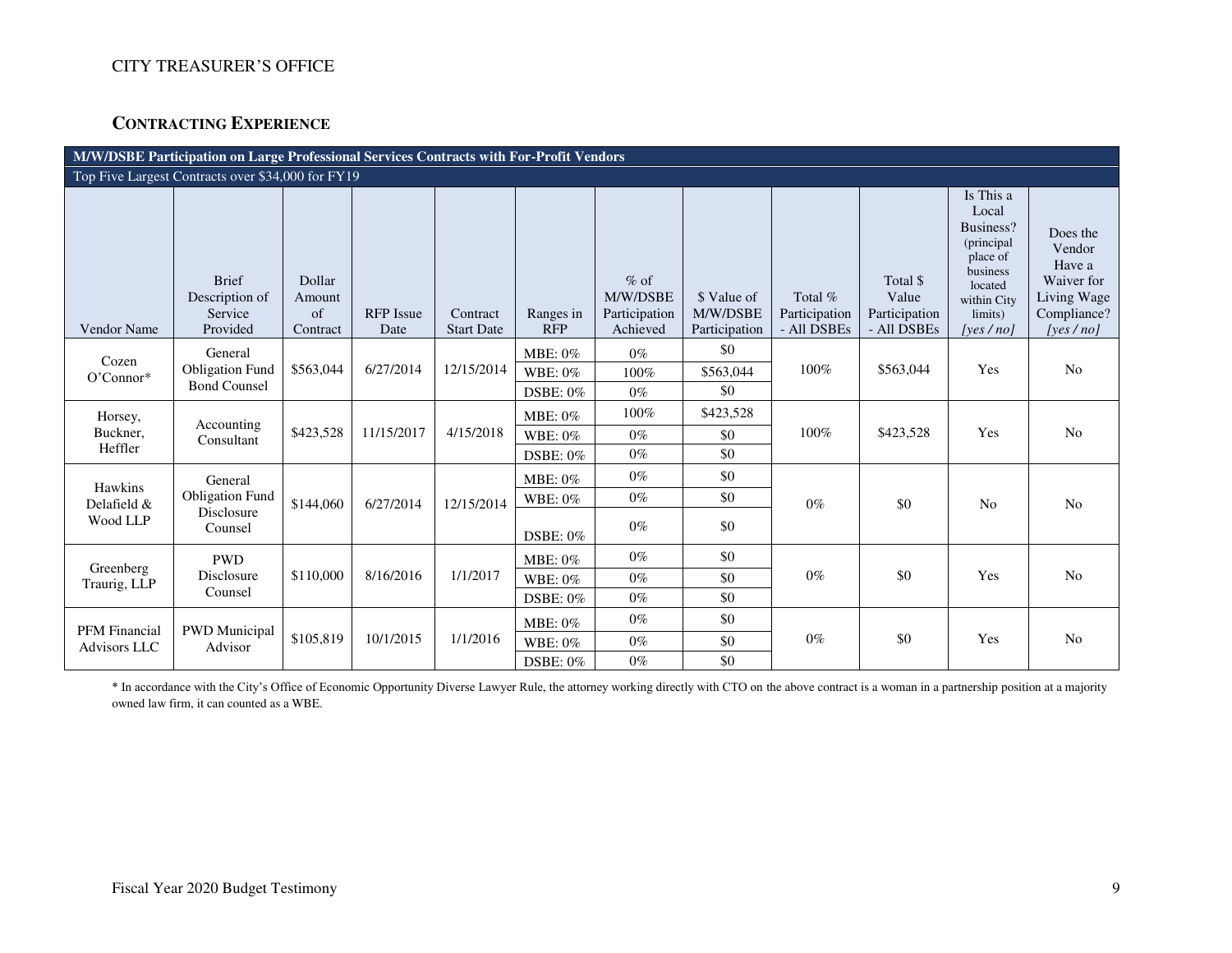CITY TREASURER'S OFFICE

## CONTRACTING EXPERIENCE

| M/W/DSBE Participation on Large Professional Services Contracts with For-Profit Vendors | | | | | | | | | | | |
|---|---|---|---|---|---|---|---|---|---|---|---|
| Top Five Largest Contracts over $34,000 for FY19 | | | | | | | | | | | |
| Vendor Name | Brief Description of Service Provided | Dollar Amount of Contract | RFP Issue Date | Contract Start Date | Ranges in RFP | % of M/W/DSBE Participation Achieved | $ Value of M/W/DSBE Participation | Total % Participation - All DSBEs | Total $ Value Participation - All DSBEs | Is This a Local Business? (principal place of business located within City limits) *[yes / no]* | Does the Vendor Have a Waiver for Living Wage Compliance? *[yes / no]* |
| Cozen O'Connor* | General Obligation Fund Bond Counsel | $563,044 | 6/27/2014 | 12/15/2014 | MBE: 0% | 0% | $0 | 100% | $563,044 | Yes | No |
| | | | | | WBE: 0% | 100% | $563,044 | | | | |
| | | | | | DSBE: 0% | 0% | $0 | | | | |
| Horsey, Buckner, Heffler | Accounting Consultant | $423,528 | 11/15/2017 | 4/15/2018 | MBE: 0% | 100% | $423,528 | 100% | $423,528 | Yes | No |
| | | | | | WBE: 0% | 0% | $0 | | | | |
| | | | | | DSBE: 0% | 0% | $0 | | | | |
| Hawkins Delafield & Wood LLP | General Obligation Fund Disclosure Counsel | $144,060 | 6/27/2014 | 12/15/2014 | MBE: 0% | 0% | $0 | 0% | $0 | No | No |
| | | | | | WBE: 0% | 0% | $0 | | | | |
| | | | | | DSBE: 0% | 0% | $0 | | | | |
| Greenberg Traurig, LLP | PWD Disclosure Counsel | $110,000 | 8/16/2016 | 1/1/2017 | MBE: 0% | 0% | $0 | 0% | $0 | Yes | No |
| | | | | | WBE: 0% | 0% | $0 | | | | |
| | | | | | DSBE: 0% | 0% | $0 | | | | |
| PFM Financial Advisors LLC | PWD Municipal Advisor | $105,819 | 10/1/2015 | 1/1/2016 | MBE: 0% | 0% | $0 | 0% | $0 | Yes | No |
| | | | | | WBE: 0% | 0% | $0 | | | | |
| | | | | | DSBE: 0% | 0% | $0 | | | | |

* In accordance with the City's Office of Economic Opportunity Diverse Lawyer Rule, the attorney working directly with CTO on the above contract is a woman in a partnership position at a majority owned law firm, it can counted as a WBE.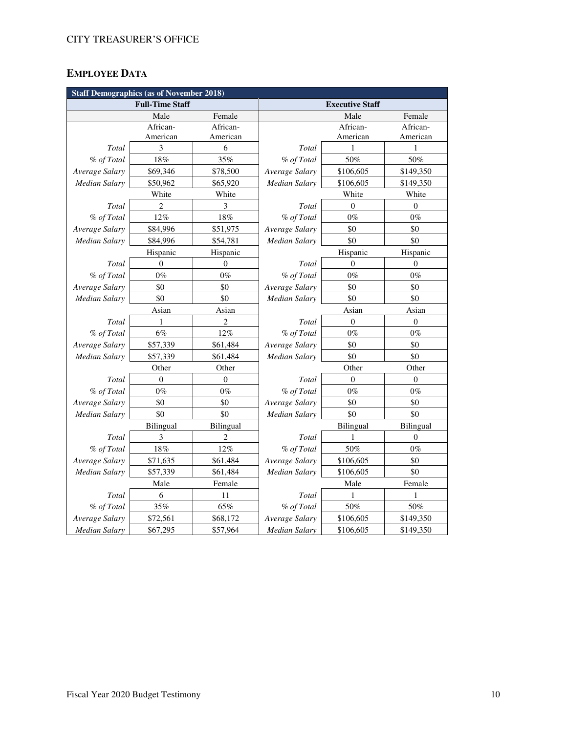## EMPLOYEE DATA

| Staff Demographics (as of November 2018) | | | | | |
|---|---|---|---|---|---|
| Full-Time Staff | | | Executive Staff | | |
| | Male | Female | | Male | Female |
| | African-American | African-American | | African-American | African-American |
| *Total* | 3 | 6 | *Total* | 1 | 1 |
| *% of Total* | 18% | 35% | *% of Total* | 50% | 50% |
| *Average Salary* | $69,346 | $78,500 | *Average Salary* | $106,605 | $149,350 |
| *Median Salary* | $50,962 | $65,920 | *Median Salary* | $106,605 | $149,350 |
| | White | White | | White | White |
| *Total* | 2 | 3 | *Total* | 0 | 0 |
| *% of Total* | 12% | 18% | *% of Total* | 0% | 0% |
| *Average Salary* | $84,996 | $51,975 | *Average Salary* | $0 | $0 |
| *Median Salary* | $84,996 | $54,781 | *Median Salary* | $0 | $0 |
| | Hispanic | Hispanic | | Hispanic | Hispanic |
| *Total* | 0 | 0 | *Total* | 0 | 0 |
| *% of Total* | 0% | 0% | *% of Total* | 0% | 0% |
| *Average Salary* | $0 | $0 | *Average Salary* | $0 | $0 |
| *Median Salary* | $0 | $0 | *Median Salary* | $0 | $0 |
| | Asian | Asian | | Asian | Asian |
| *Total* | 1 | 2 | *Total* | 0 | 0 |
| *% of Total* | 6% | 12% | *% of Total* | 0% | 0% |
| *Average Salary* | $57,339 | $61,484 | *Average Salary* | $0 | $0 |
| *Median Salary* | $57,339 | $61,484 | *Median Salary* | $0 | $0 |
| | Other | Other | | Other | Other |
| *Total* | 0 | 0 | *Total* | 0 | 0 |
| *% of Total* | 0% | 0% | *% of Total* | 0% | 0% |
| *Average Salary* | $0 | $0 | *Average Salary* | $0 | $0 |
| *Median Salary* | $0 | $0 | *Median Salary* | $0 | $0 |
| | Bilingual | Bilingual | | Bilingual | Bilingual |
| *Total* | 3 | 2 | *Total* | 1 | 0 |
| *% of Total* | 18% | 12% | *% of Total* | 50% | 0% |
| *Average Salary* | $71,635 | $61,484 | *Average Salary* | $106,605 | $0 |
| *Median Salary* | $57,339 | $61,484 | *Median Salary* | $106,605 | $0 |
| | Male | Female | | Male | Female |
| *Total* | 6 | 11 | *Total* | 1 | 1 |
| *% of Total* | 35% | 65% | *% of Total* | 50% | 50% |
| *Average Salary* | $72,561 | $68,172 | *Average Salary* | $106,605 | $149,350 |
| *Median Salary* | $67,295 | $57,964 | *Median Salary* | $106,605 | $149,350 |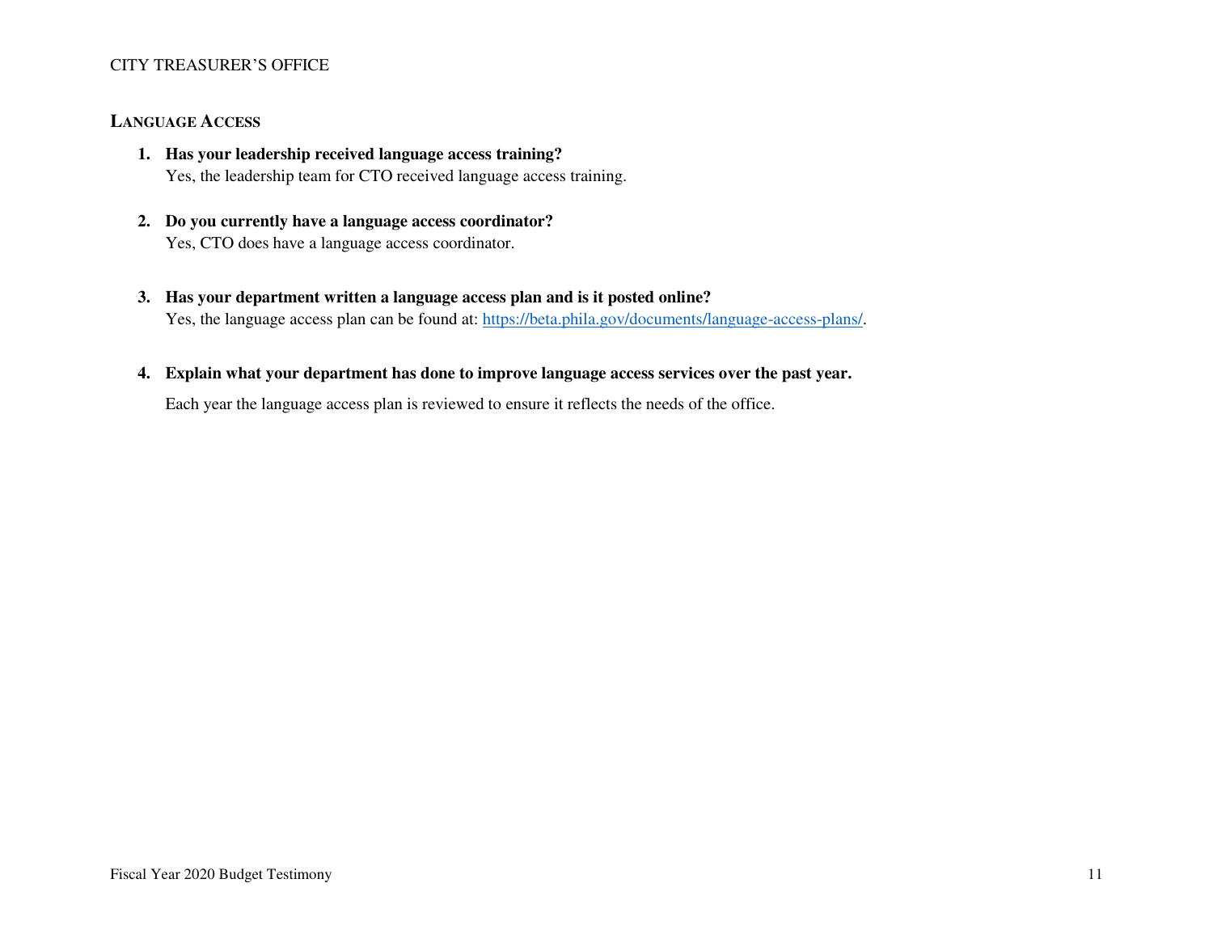## Language Access

1. **Has your leadership received language access training?**
   Yes, the leadership team for CTO received language access training.

2. **Do you currently have a language access coordinator?**
   Yes, CTO does have a language access coordinator.

3. **Has your department written a language access plan and is it posted online?**
   Yes, the language access plan can be found at: https://beta.phila.gov/documents/language-access-plans/.

4. **Explain what your department has done to improve language access services over the past year.**

   Each year the language access plan is reviewed to ensure it reflects the needs of the office.